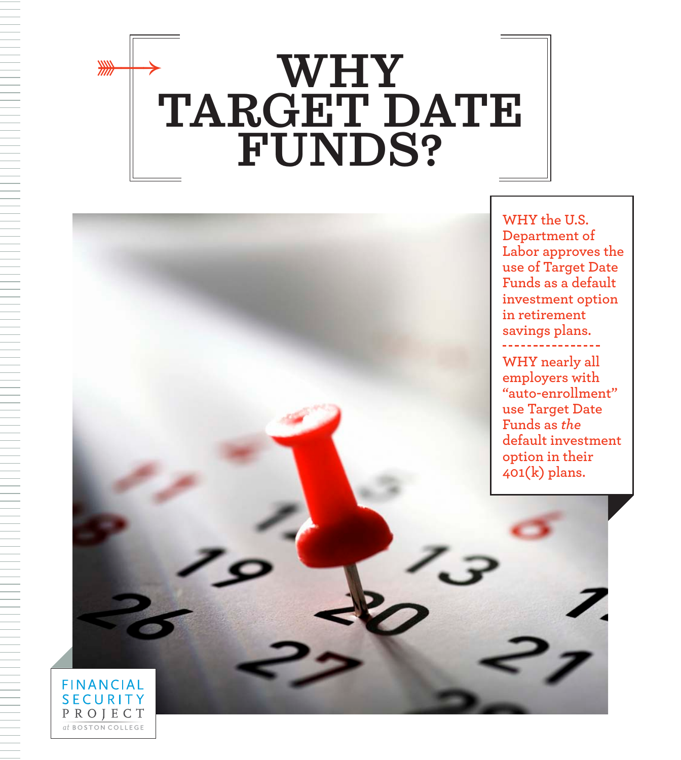# WHY TARGET DATE FUNDS?

WHY the U.S. Department of Labor approves the use of Target Date Funds as a default investment option in retirement savings plans.

---

WHY nearly all employers with "auto-enrollment" use Target Date Funds as *the* default investment option in their 401(k) plans.

FINANCIAL SECURITY PROJECT *at* BOSTON COLLEGE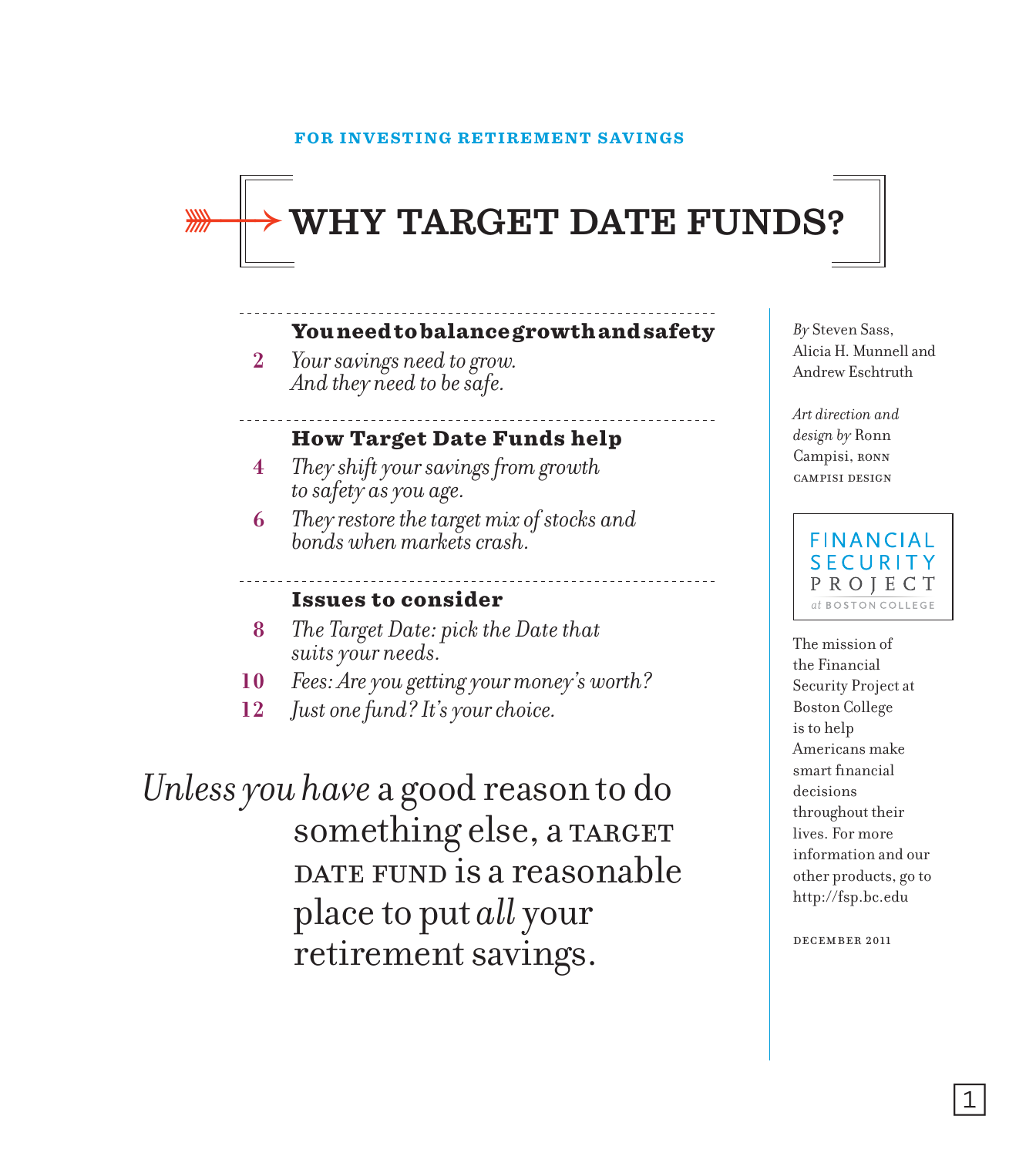FOR INVESTING RETIREMENT SAVINGS

# WHY TARGET DATE FUNDS?

### You need to balance growth and safety

**2** *Your savings need to grow. And they need to be safe.*

### How Target Date Funds help

**4** *They shift your savings from growth to safety as you age.*

**6** *They restore the target mix of stocks and bonds when markets crash.*

### Issues to consider

**8** *The Target Date: pick the Date that suits your needs.*

**10** *Fees: Are you getting your money's worth?*

**12** *Just one fund? It's your choice.*

*Unless you have* a good reason to do something else, a TARGET DATE FUND is a reasonable place to put *all* your retirement savings.

*By* Steven Sass, Alicia H. Munnell and Andrew Eschtruth

*Art direction and design by* Ronn Campisi, RONN CAMPISI DESIGN

FINANCIAL SECURITY PROJECT *at* BOSTON COLLEGE

The mission of the Financial Security Project at Boston College is to help Americans make smart financial decisions throughout their lives. For more information and our other products, go to http://fsp.bc.edu

DECEMBER 2011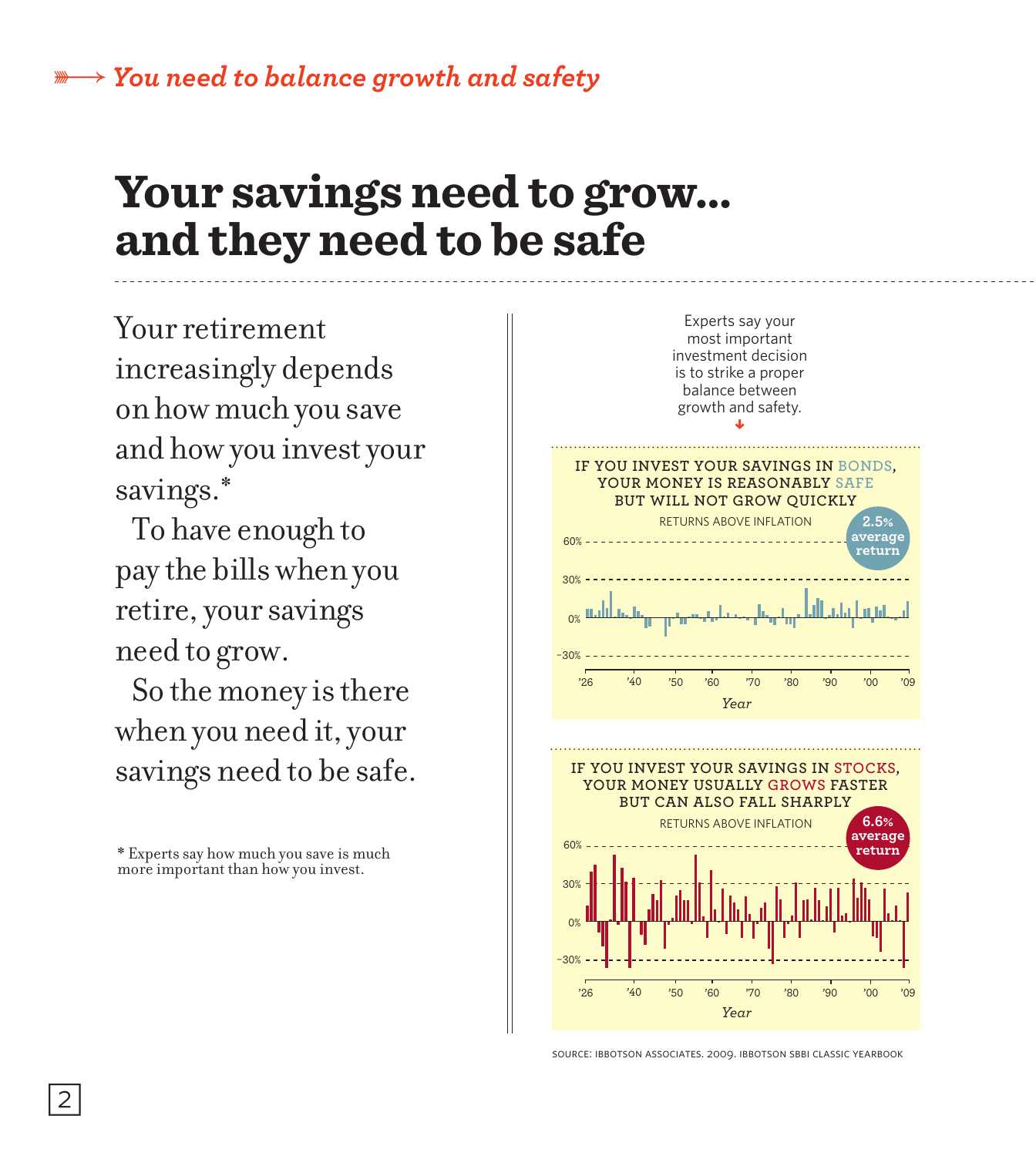*You need to balance growth and safety*

# Your savings need to grow... and they need to be safe

Your retirement increasingly depends on how much you save and how you invest your savings.*

To have enough to pay the bills when you retire, your savings need to grow.

So the money is there when you need it, your savings need to be safe.

\* Experts say how much you save is much more important than how you invest.

Experts say your most important investment decision is to strike a proper balance between growth and safety.

**IF YOU INVEST YOUR SAVINGS IN BONDS, YOUR MONEY IS REASONABLY SAFE BUT WILL NOT GROW QUICKLY**

RETURNS ABOVE INFLATION

**2.5% average return**

60% | 30% | 0% | −30%

'26 | '40 | '50 | '60 | '70 | '80 | '90 | '00 | '09

*Year*

**IF YOU INVEST YOUR SAVINGS IN STOCKS, YOUR MONEY USUALLY GROWS FASTER BUT CAN ALSO FALL SHARPLY**

RETURNS ABOVE INFLATION

**6.6% average return**

60% | 30% | 0% | −30%

'26 | '40 | '50 | '60 | '70 | '80 | '90 | '00 | '09

*Year*

SOURCE: IBBOTSON ASSOCIATES. 2009. IBBOTSON SBBI CLASSIC YEARBOOK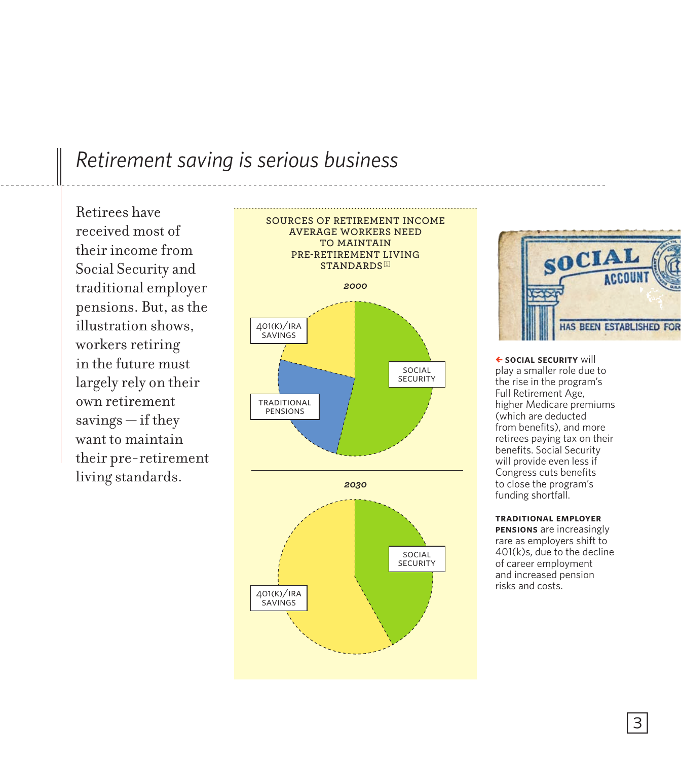# *Retirement saving is serious business*

Retirees have received most of their income from Social Security and traditional employer pensions. But, as the illustration shows, workers retiring in the future must largely rely on their own retirement savings — if they want to maintain their pre-retirement living standards.

SOURCES OF RETIREMENT INCOME AVERAGE WORKERS NEED TO MAINTAIN PRE-RETIREMENT LIVING STANDARDS [1]

**2000**

401(K)/IRA SAVINGS

TRADITIONAL PENSIONS

SOCIAL SECURITY

**2030**

SOCIAL SECURITY

401(K)/IRA SAVINGS

**SOCIAL SECURITY** will play a smaller role due to the rise in the program's Full Retirement Age, higher Medicare premiums (which are deducted from benefits), and more retirees paying tax on their benefits. Social Security will provide even less if Congress cuts benefits to close the program's funding shortfall.

**TRADITIONAL EMPLOYER PENSIONS** are increasingly rare as employers shift to 401(k)s, due to the decline of career employment and increased pension risks and costs.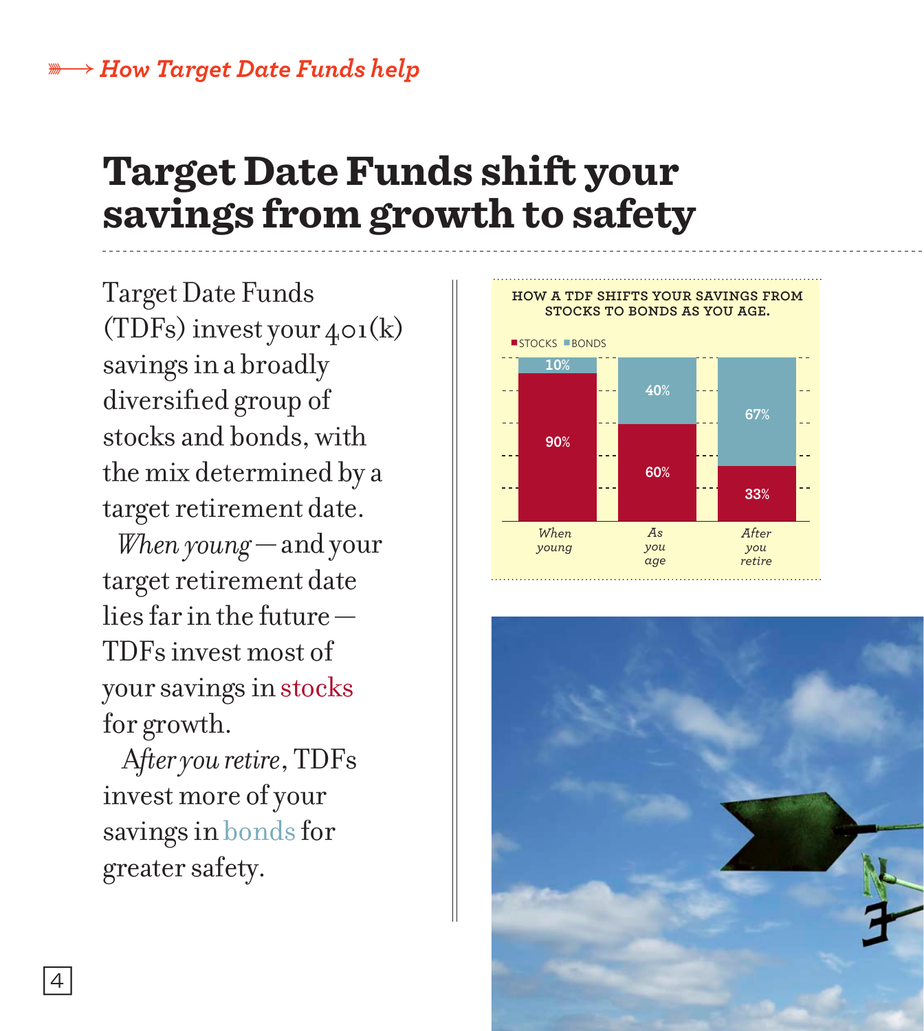*How Target Date Funds help*

# Target Date Funds shift your savings from growth to safety

Target Date Funds (TDFs) invest your 401(k) savings in a broadly diversified group of stocks and bonds, with the mix determined by a target retirement date.

*When young* — and your target retirement date lies far in the future — TDFs invest most of your savings in stocks for growth.

*After you retire*, TDFs invest more of your savings in bonds for greater safety.

**HOW A TDF SHIFTS YOUR SAVINGS FROM STOCKS TO BONDS AS YOU AGE.**

| | When young | As you age | After you retire |
|---|---|---|---|
| STOCKS | 90% | 60% | 33% |
| BONDS | 10% | 40% | 67% |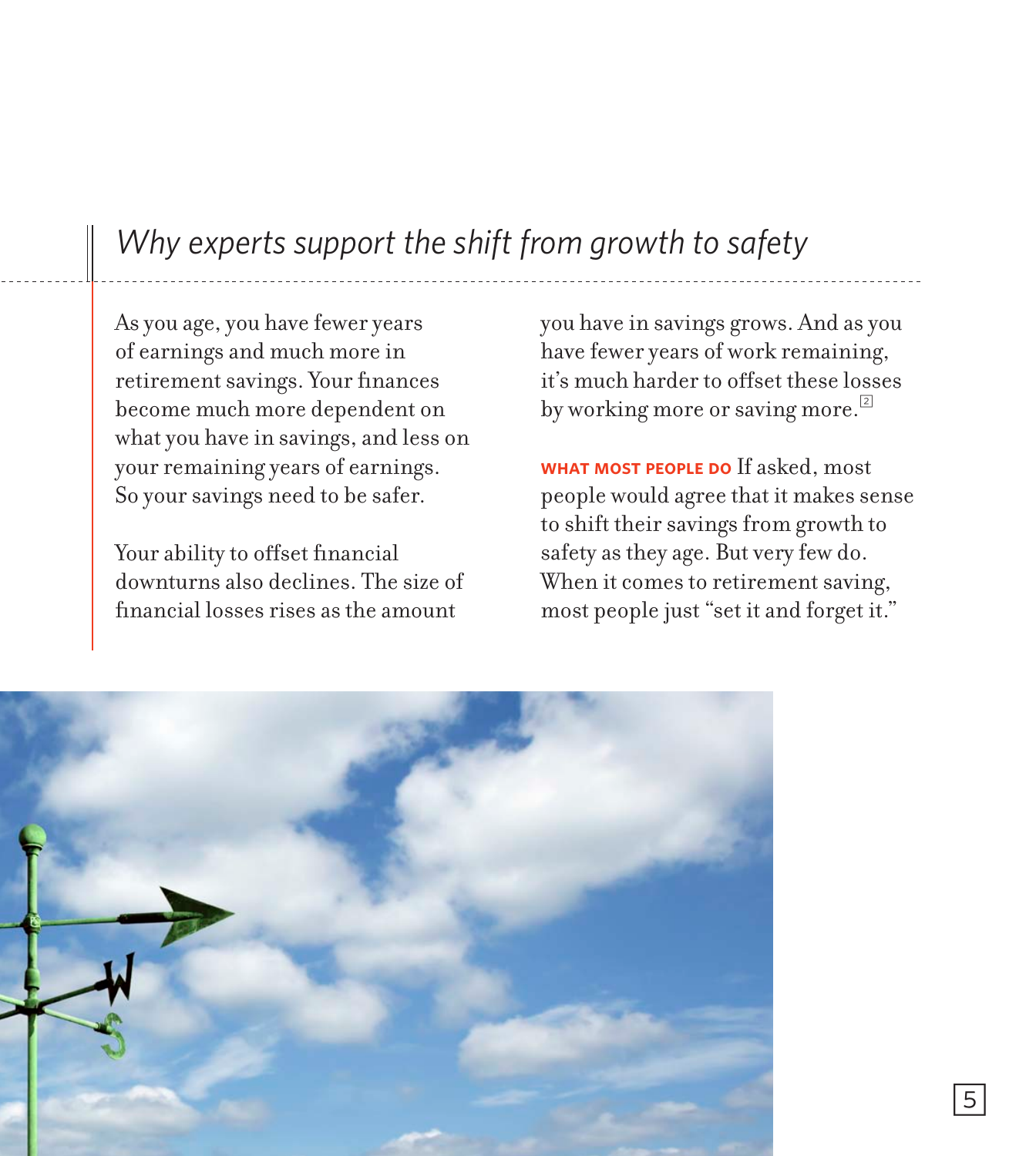## *Why experts support the shift from growth to safety*

As you age, you have fewer years of earnings and much more in retirement savings. Your finances become much more dependent on what you have in savings, and less on your remaining years of earnings. So your savings need to be safer.

Your ability to offset financial downturns also declines. The size of financial losses rises as the amount you have in savings grows. And as you have fewer years of work remaining, it's much harder to offset these losses by working more or saving more.[2]

**WHAT MOST PEOPLE DO** If asked, most people would agree that it makes sense to shift their savings from growth to safety as they age. But very few do. When it comes to retirement saving, most people just "set it and forget it."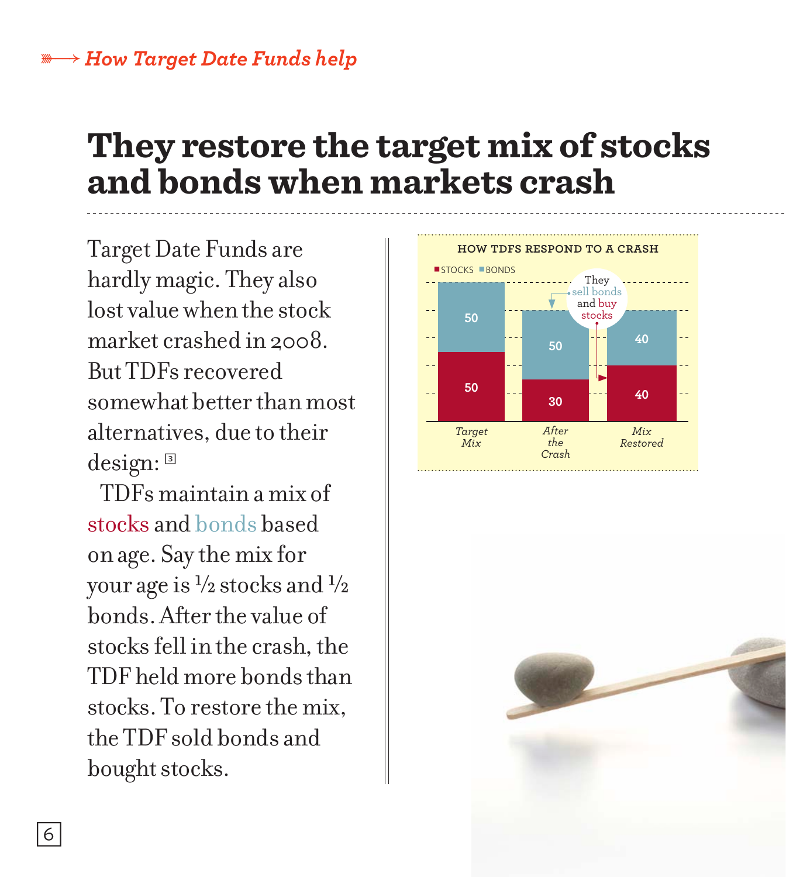*How Target Date Funds help*

# They restore the target mix of stocks and bonds when markets crash

Target Date Funds are hardly magic. They also lost value when the stock market crashed in 2008. But TDFs recovered somewhat better than most alternatives, due to their design: [3]

TDFs maintain a mix of stocks and bonds based on age. Say the mix for your age is ½ stocks and ½ bonds. After the value of stocks fell in the crash, the TDF held more bonds than stocks. To restore the mix, the TDF sold bonds and bought stocks.

**HOW TDFS RESPOND TO A CRASH**

|  | Target Mix | After the Crash | Mix Restored |
|---|---|---|---|
| Bonds | 50 | 50 | 40 |
| Stocks | 50 | 30 | 40 |

They sell bonds and buy stocks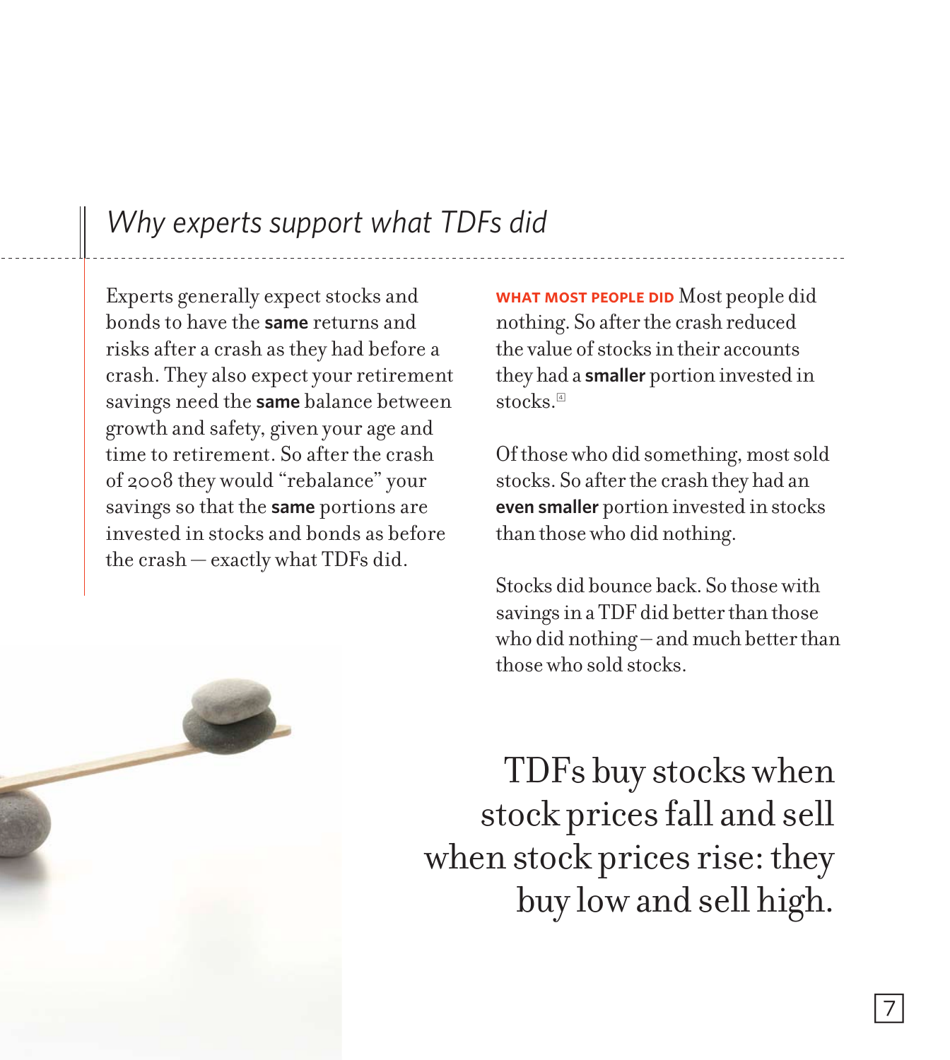## *Why experts support what TDFs did*

Experts generally expect stocks and bonds to have the **same** returns and risks after a crash as they had before a crash. They also expect your retirement savings need the **same** balance between growth and safety, given your age and time to retirement. So after the crash of 2008 they would "rebalance" your savings so that the **same** portions are invested in stocks and bonds as before the crash — exactly what TDFs did.

**WHAT MOST PEOPLE DID** Most people did nothing. So after the crash reduced the value of stocks in their accounts they had a **smaller** portion invested in stocks.[4]

Of those who did something, most sold stocks. So after the crash they had an **even smaller** portion invested in stocks than those who did nothing.

Stocks did bounce back. So those with savings in a TDF did better than those who did nothing – and much better than those who sold stocks.

TDFs buy stocks when stock prices fall and sell when stock prices rise: they buy low and sell high.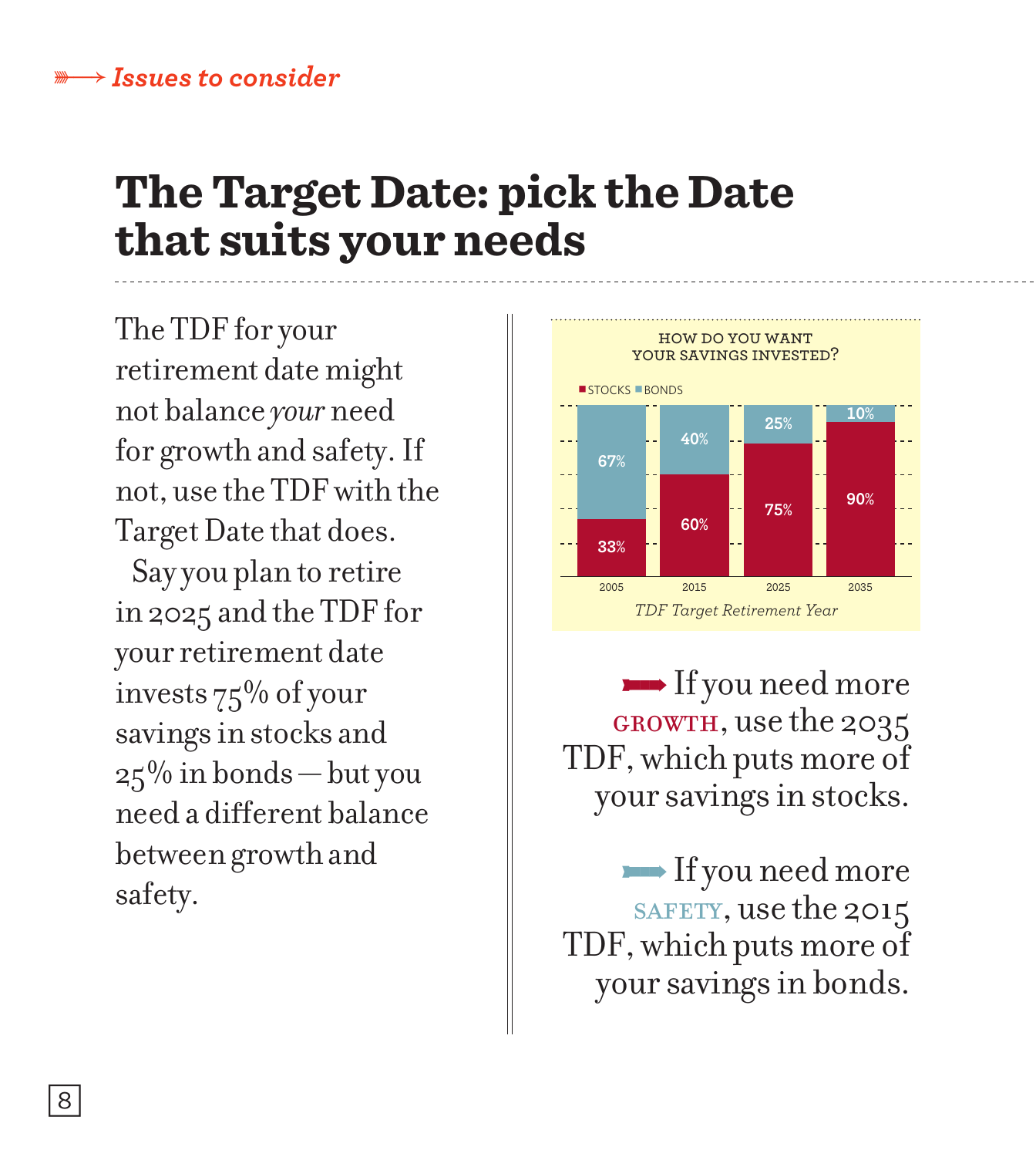*Issues to consider*

# The Target Date: pick the Date that suits your needs

The TDF for your retirement date might not balance *your* need for growth and safety. If not, use the TDF with the Target Date that does.

Say you plan to retire in 2025 and the TDF for your retirement date invests 75% of your savings in stocks and 25% in bonds — but you need a different balance between growth and safety.

**HOW DO YOU WANT YOUR SAVINGS INVESTED?**

| TDF Target Retirement Year | Stocks | Bonds |
| --- | --- | --- |
| 2005 | 33% | 67% |
| 2015 | 60% | 40% |
| 2025 | 75% | 25% |
| 2035 | 90% | 10% |

If you need more GROWTH, use the 2035 TDF, which puts more of your savings in stocks.

If you need more SAFETY, use the 2015 TDF, which puts more of your savings in bonds.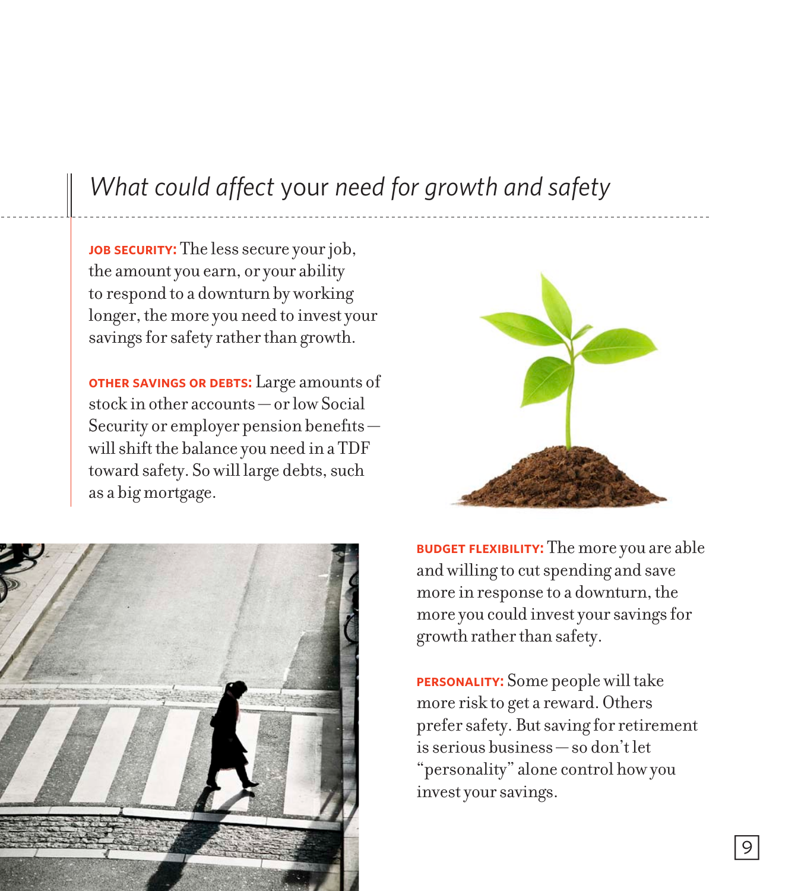## *What could affect* your *need for growth and safety*

**JOB SECURITY:** The less secure your job, the amount you earn, or your ability to respond to a downturn by working longer, the more you need to invest your savings for safety rather than growth.

**OTHER SAVINGS OR DEBTS:** Large amounts of stock in other accounts — or low Social Security or employer pension benefits — will shift the balance you need in a TDF toward safety. So will large debts, such as a big mortgage.

**BUDGET FLEXIBILITY:** The more you are able and willing to cut spending and save more in response to a downturn, the more you could invest your savings for growth rather than safety.

**PERSONALITY:** Some people will take more risk to get a reward. Others prefer safety. But saving for retirement is serious business — so don't let "personality" alone control how you invest your savings.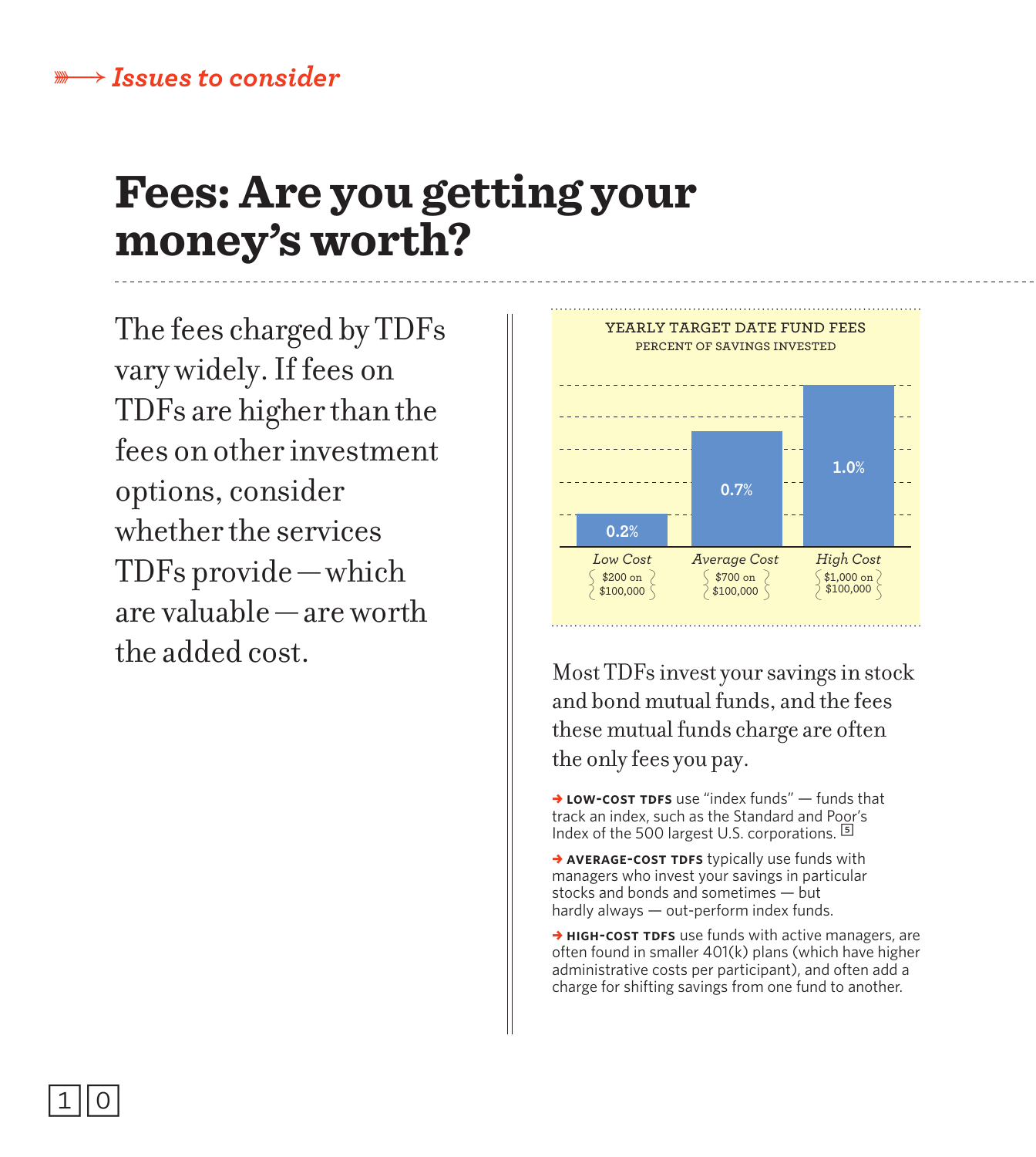*Issues to consider*

# Fees: Are you getting your money's worth?

The fees charged by TDFs vary widely. If fees on TDFs are higher than the fees on other investment options, consider whether the services TDFs provide — which are valuable — are worth the added cost.

**YEARLY TARGET DATE FUND FEES**
PERCENT OF SAVINGS INVESTED

| | Low Cost | Average Cost | High Cost |
|---|---|---|---|
| Fee | 0.2% | 0.7% | 1.0% |
| Cost | $200 on $100,000 | $700 on $100,000 | $1,000 on $100,000 |

Most TDFs invest your savings in stock and bond mutual funds, and the fees these mutual funds charge are often the only fees you pay.

- **LOW-COST TDFS** use "index funds" — funds that track an index, such as the Standard and Poor's Index of the 500 largest U.S. corporations. [5]
- **AVERAGE-COST TDFS** typically use funds with managers who invest your savings in particular stocks and bonds and sometimes — but hardly always — out-perform index funds.
- **HIGH-COST TDFS** use funds with active managers, are often found in smaller 401(k) plans (which have higher administrative costs per participant), and often add a charge for shifting savings from one fund to another.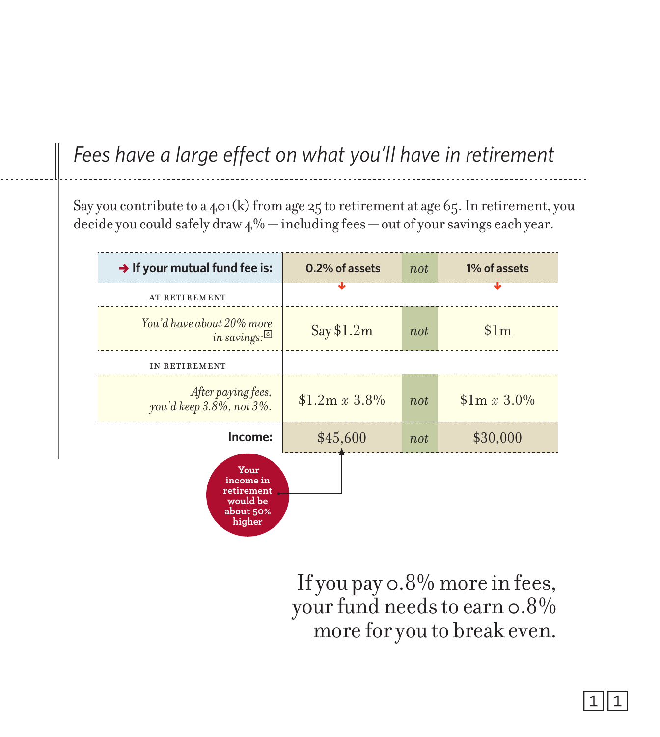## *Fees have a large effect on what you'll have in retirement*

Say you contribute to a 401(k) from age 25 to retirement at age 65. In retirement, you decide you could safely draw 4% — including fees — out of your savings each year.

| → **If your mutual fund fee is:** | **0.2% of assets** | *not* | **1% of assets** |
|---|---|---|---|
| AT RETIREMENT | | | |
| *You'd have about 20% more in savings:* [6] | Say $1.2m | *not* | $1m |
| IN RETIREMENT | | | |
| *After paying fees, you'd keep 3.8%, not 3%.* | $1.2m *x* 3.8% | *not* | $1m *x* 3.0% |
| **Income:** | $45,600 | *not* | $30,000 |

**Your income in retirement would be about 50% higher**

If you pay 0.8% more in fees, your fund needs to earn 0.8% more for you to break even.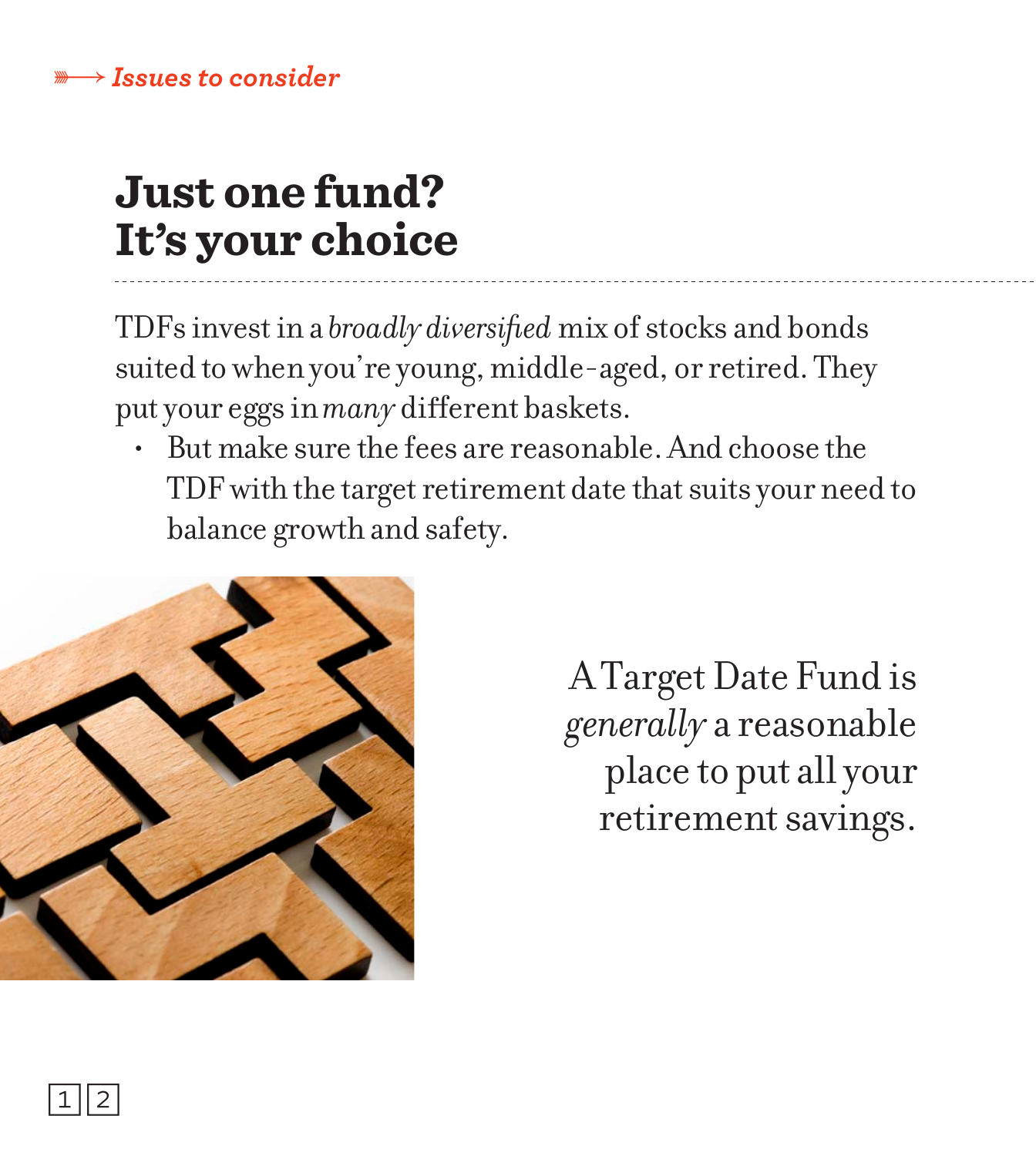*Issues to consider*

# Just one fund?
# It's your choice

TDFs invest in a *broadly diversified* mix of stocks and bonds suited to when you're young, middle-aged, or retired. They put your eggs in *many* different baskets.

- But make sure the fees are reasonable. And choose the TDF with the target retirement date that suits your need to balance growth and safety.

A Target Date Fund is *generally* a reasonable place to put all your retirement savings.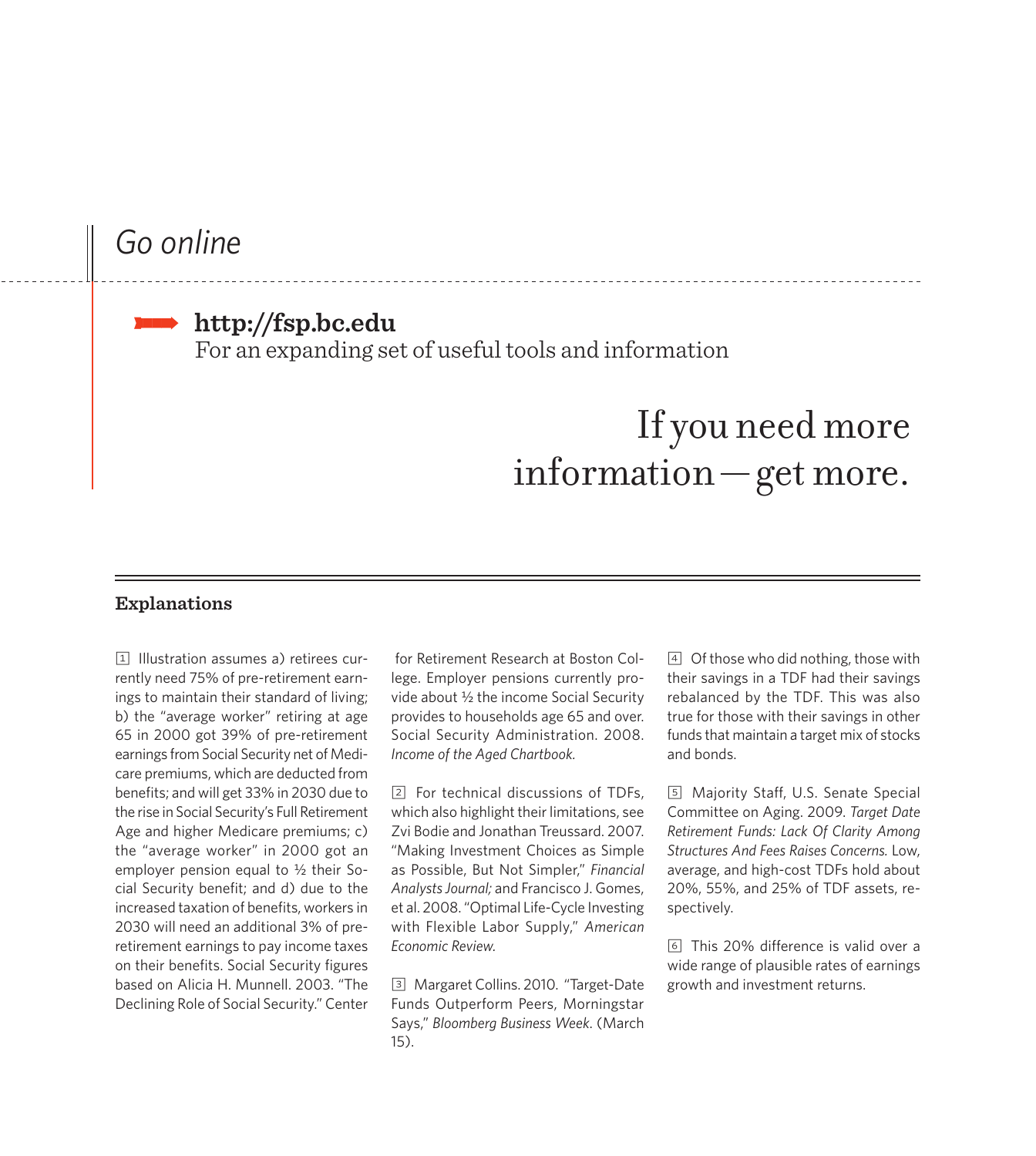## Go online

**http://fsp.bc.edu**
For an expanding set of useful tools and information

If you need more information — get more.

### Explanations

[1] Illustration assumes a) retirees currently need 75% of pre-retirement earnings to maintain their standard of living; b) the "average worker" retiring at age 65 in 2000 got 39% of pre-retirement earnings from Social Security net of Medicare premiums, which are deducted from benefits; and will get 33% in 2030 due to the rise in Social Security's Full Retirement Age and higher Medicare premiums; c) the "average worker" in 2000 got an employer pension equal to ½ their Social Security benefit; and d) due to the increased taxation of benefits, workers in 2030 will need an additional 3% of pre-retirement earnings to pay income taxes on their benefits. Social Security figures based on Alicia H. Munnell. 2003. "The Declining Role of Social Security." Center for Retirement Research at Boston College. Employer pensions currently provide about ½ the income Social Security provides to households age 65 and over. Social Security Administration. 2008. *Income of the Aged Chartbook.*

[2] For technical discussions of TDFs, which also highlight their limitations, see Zvi Bodie and Jonathan Treussard. 2007. "Making Investment Choices as Simple as Possible, But Not Simpler," *Financial Analysts Journal;* and Francisco J. Gomes, et al. 2008. "Optimal Life-Cycle Investing with Flexible Labor Supply," *American Economic Review.*

[3] Margaret Collins. 2010. "Target-Date Funds Outperform Peers, Morningstar Says," *Bloomberg Business Week*. (March 15).

[4] Of those who did nothing, those with their savings in a TDF had their savings rebalanced by the TDF. This was also true for those with their savings in other funds that maintain a target mix of stocks and bonds.

[5] Majority Staff, U.S. Senate Special Committee on Aging. 2009. *Target Date Retirement Funds: Lack Of Clarity Among Structures And Fees Raises Concerns.* Low, average, and high-cost TDFs hold about 20%, 55%, and 25% of TDF assets, respectively.

[6] This 20% difference is valid over a wide range of plausible rates of earnings growth and investment returns.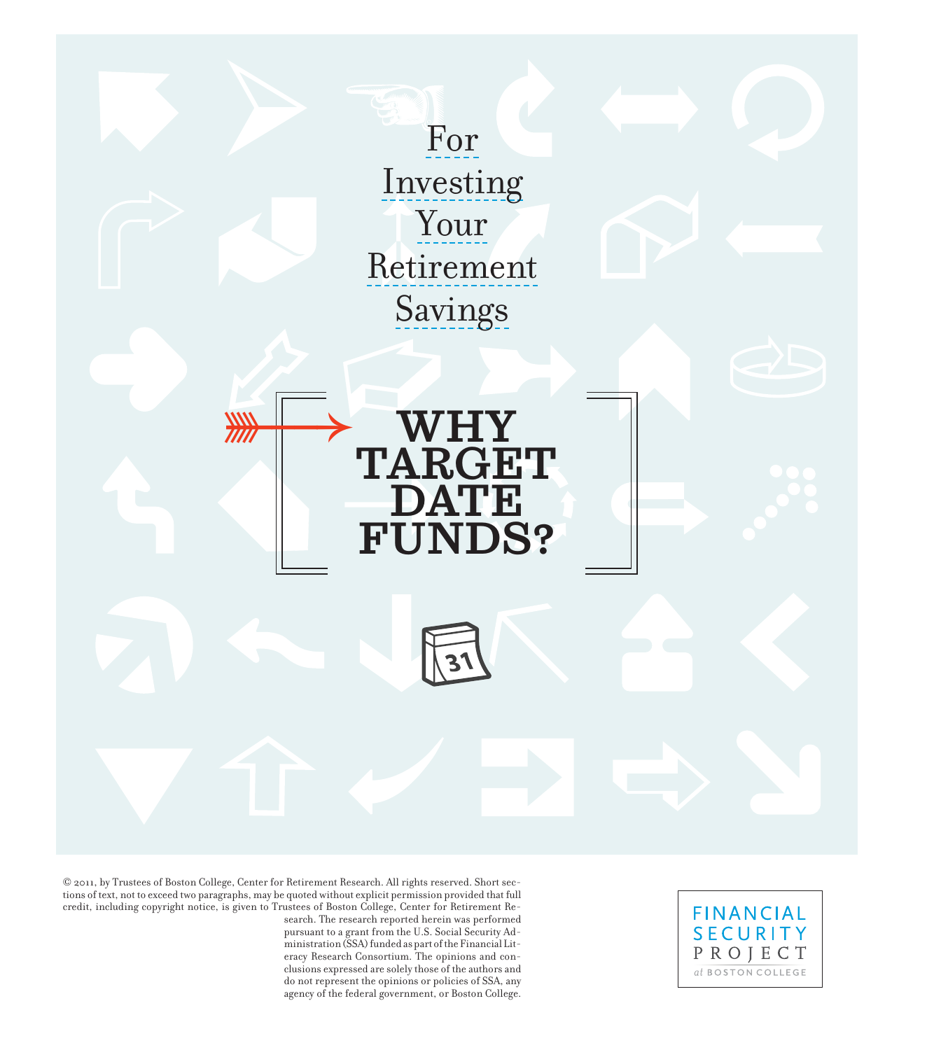For Investing Your Retirement Savings

# WHY TARGET DATE FUNDS?

© 2011, by Trustees of Boston College, Center for Retirement Research. All rights reserved. Short sections of text, not to exceed two paragraphs, may be quoted without explicit permission provided that full credit, including copyright notice, is given to Trustees of Boston College, Center for Retirement Research. The research reported herein was performed pursuant to a grant from the U.S. Social Security Administration (SSA) funded as part of the Financial Literacy Research Consortium. The opinions and conclusions expressed are solely those of the authors and do not represent the opinions or policies of SSA, any agency of the federal government, or Boston College.

FINANCIAL SECURITY PROJECT at BOSTON COLLEGE